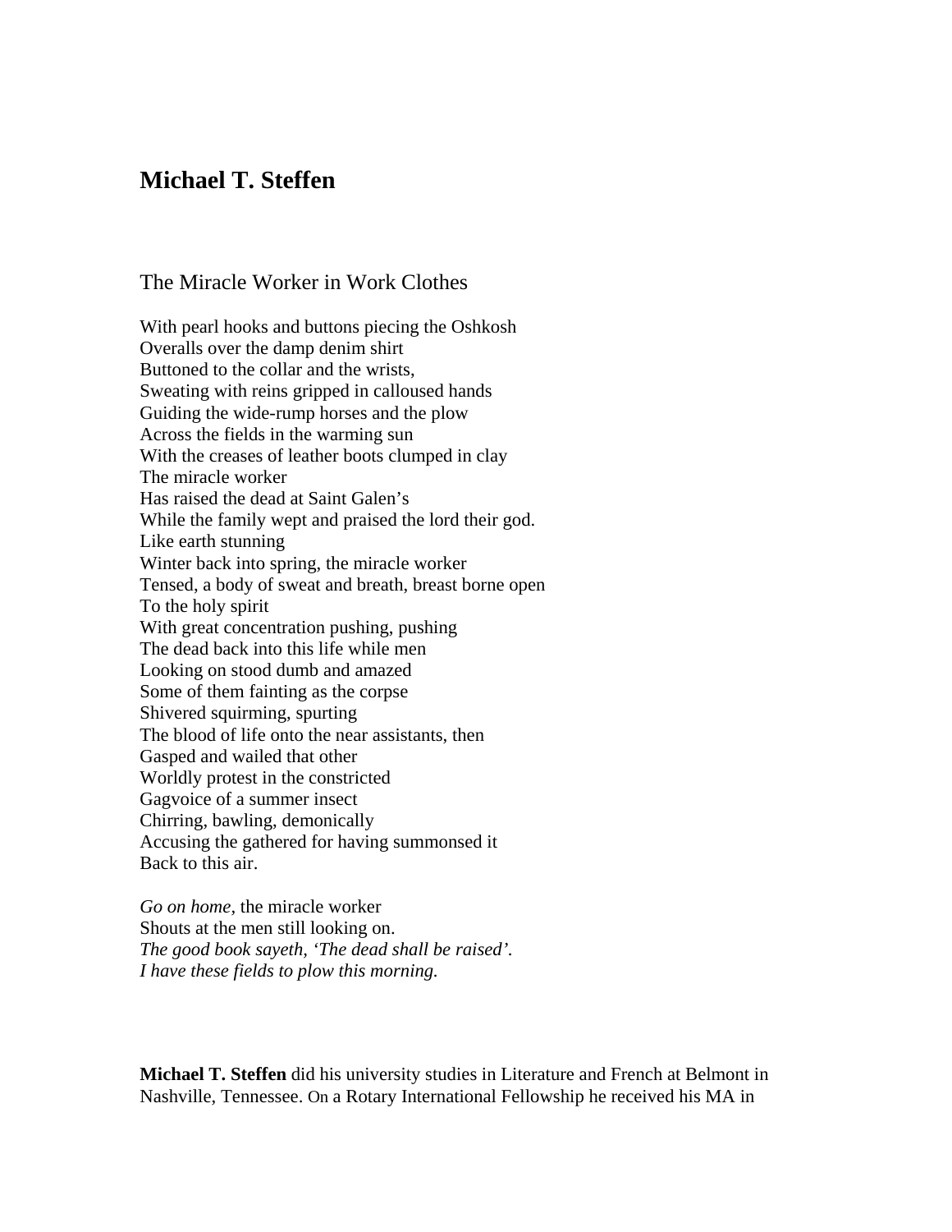## Michael T. Steffen

### The Miracle Worker in Work Clothes

With pearl hooks and buttons piecing the Oshkosh  
Overalls over the damp denim shirt  
Buttoned to the collar and the wrists,  
Sweating with reins gripped in calloused hands  
Guiding the wide-rump horses and the plow  
Across the fields in the warming sun  
With the creases of leather boots clumped in clay  
The miracle worker  
Has raised the dead at Saint Galen's  
While the family wept and praised the lord their god.  
Like earth stunning  
Winter back into spring, the miracle worker  
Tensed, a body of sweat and breath, breast borne open  
To the holy spirit  
With great concentration pushing, pushing  
The dead back into this life while men  
Looking on stood dumb and amazed  
Some of them fainting as the corpse  
Shivered squirming, spurting  
The blood of life onto the near assistants, then  
Gasped and wailed that other  
Worldly protest in the constricted  
Gagvoice of a summer insect  
Chirring, bawling, demonically  
Accusing the gathered for having summonsed it  
Back to this air.

*Go on home*, the miracle worker  
Shouts at the men still looking on.  
*The good book sayeth, 'The dead shall be raised'.*  
*I have these fields to plow this morning.*

**Michael T. Steffen** did his university studies in Literature and French at Belmont in Nashville, Tennessee. On a Rotary International Fellowship he received his MA in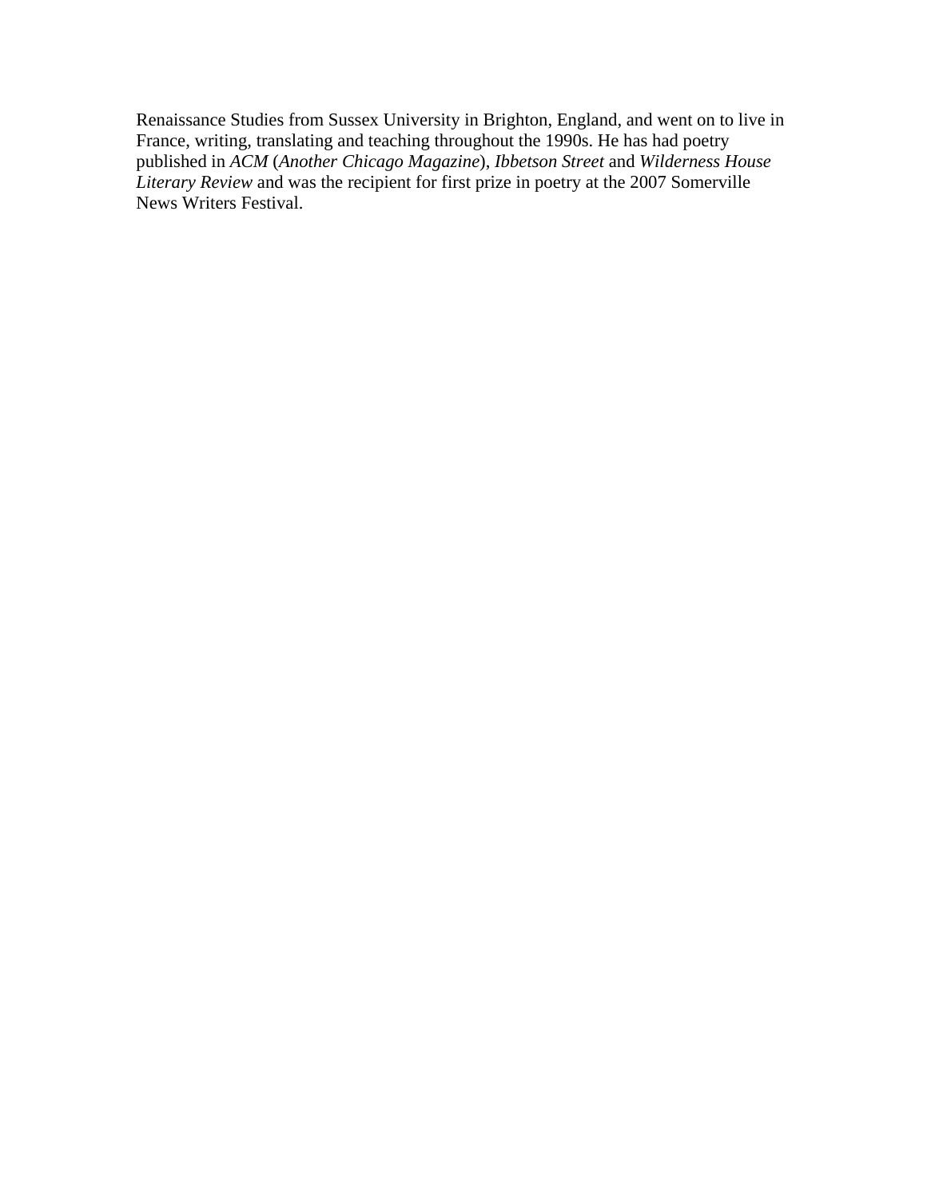Renaissance Studies from Sussex University in Brighton, England, and went on to live in France, writing, translating and teaching throughout the 1990s. He has had poetry published in *ACM* (*Another Chicago Magazine*), *Ibbetson Street* and *Wilderness House Literary Review* and was the recipient for first prize in poetry at the 2007 Somerville News Writers Festival.